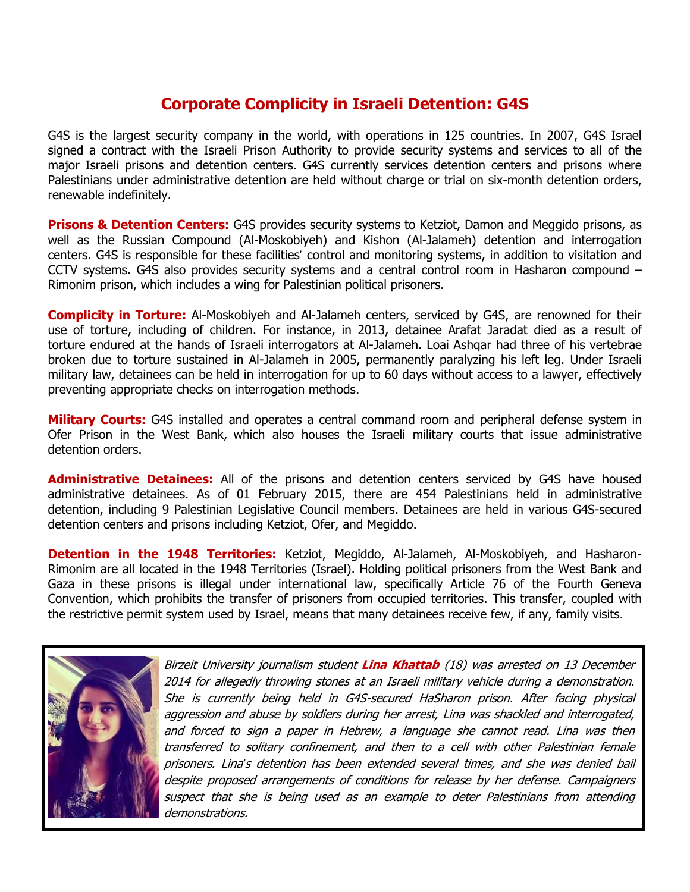# Corporate Complicity in Israeli Detention: G4S

G4S is the largest security company in the world, with operations in 125 countries. In 2007, G4S Israel signed a contract with the Israeli Prison Authority to provide security systems and services to all of the major Israeli prisons and detention centers. G4S currently services detention centers and prisons where Palestinians under administrative detention are held without charge or trial on six-month detention orders, renewable indefinitely.

**Prisons & Detention Centers:** G4S provides security systems to Ketziot, Damon and Meggido prisons, as well as the Russian Compound (Al-Moskobiyeh) and Kishon (Al-Jalameh) detention and interrogation centers. G4S is responsible for these facilities' control and monitoring systems, in addition to visitation and CCTV systems. G4S also provides security systems and a central control room in Hasharon compound – Rimonim prison, which includes a wing for Palestinian political prisoners.

**Complicity in Torture:** Al-Moskobiyeh and Al-Jalameh centers, serviced by G4S, are renowned for their use of torture, including of children. For instance, in 2013, detainee Arafat Jaradat died as a result of torture endured at the hands of Israeli interrogators at Al-Jalameh. Loai Ashqar had three of his vertebrae broken due to torture sustained in Al-Jalameh in 2005, permanently paralyzing his left leg. Under Israeli military law, detainees can be held in interrogation for up to 60 days without access to a lawyer, effectively preventing appropriate checks on interrogation methods.

**Military Courts:** G4S installed and operates a central command room and peripheral defense system in Ofer Prison in the West Bank, which also houses the Israeli military courts that issue administrative detention orders.

**Administrative Detainees:** All of the prisons and detention centers serviced by G4S have housed administrative detainees. As of 01 February 2015, there are 454 Palestinians held in administrative detention, including 9 Palestinian Legislative Council members. Detainees are held in various G4S-secured detention centers and prisons including Ketziot, Ofer, and Megiddo.

**Detention in the 1948 Territories:** Ketziot, Megiddo, Al-Jalameh, Al-Moskobiyeh, and Hasharon-Rimonim are all located in the 1948 Territories (Israel). Holding political prisoners from the West Bank and Gaza in these prisons is illegal under international law, specifically Article 76 of the Fourth Geneva Convention, which prohibits the transfer of prisoners from occupied territories. This transfer, coupled with the restrictive permit system used by Israel, means that many detainees receive few, if any, family visits.

*Birzeit University journalism student **Lina Khattab** (18) was arrested on 13 December 2014 for allegedly throwing stones at an Israeli military vehicle during a demonstration. She is currently being held in G4S-secured HaSharon prison. After facing physical aggression and abuse by soldiers during her arrest, Lina was shackled and interrogated, and forced to sign a paper in Hebrew, a language she cannot read. Lina was then transferred to solitary confinement, and then to a cell with other Palestinian female prisoners. Lina's detention has been extended several times, and she was denied bail despite proposed arrangements of conditions for release by her defense. Campaigners suspect that she is being used as an example to deter Palestinians from attending demonstrations.*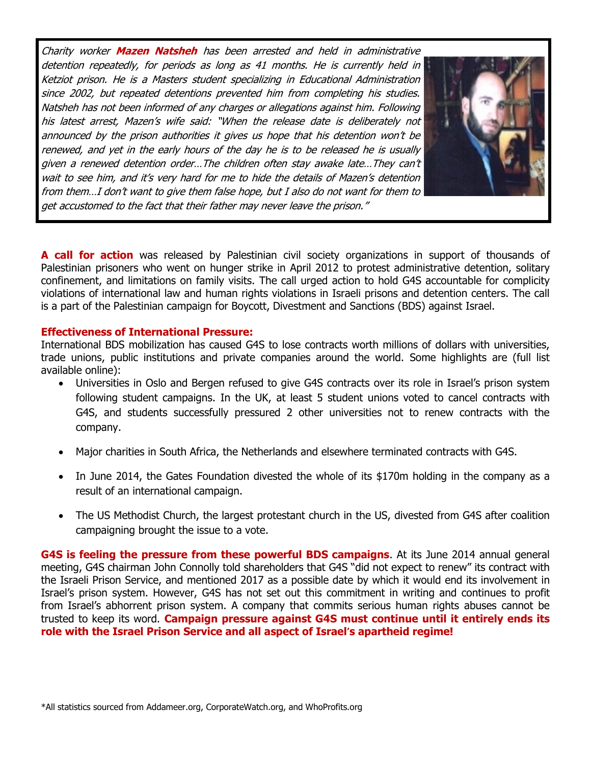*Charity worker **Mazen Natsheh** has been arrested and held in administrative detention repeatedly, for periods as long as 41 months. He is currently held in Ketziot prison. He is a Masters student specializing in Educational Administration since 2002, but repeated detentions prevented him from completing his studies. Natsheh has not been informed of any charges or allegations against him. Following his latest arrest, Mazen's wife said: "When the release date is deliberately not announced by the prison authorities it gives us hope that his detention won't be renewed, and yet in the early hours of the day he is to be released he is usually given a renewed detention order…The children often stay awake late…They can't wait to see him, and it's very hard for me to hide the details of Mazen's detention from them…I don't want to give them false hope, but I also do not want for them to get accustomed to the fact that their father may never leave the prison."*

**A call for action** was released by Palestinian civil society organizations in support of thousands of Palestinian prisoners who went on hunger strike in April 2012 to protest administrative detention, solitary confinement, and limitations on family visits. The call urged action to hold G4S accountable for complicity violations of international law and human rights violations in Israeli prisons and detention centers. The call is a part of the Palestinian campaign for Boycott, Divestment and Sanctions (BDS) against Israel.

**Effectiveness of International Pressure:**

International BDS mobilization has caused G4S to lose contracts worth millions of dollars with universities, trade unions, public institutions and private companies around the world. Some highlights are (full list available online):

- Universities in Oslo and Bergen refused to give G4S contracts over its role in Israel's prison system following student campaigns. In the UK, at least 5 student unions voted to cancel contracts with G4S, and students successfully pressured 2 other universities not to renew contracts with the company.
- Major charities in South Africa, the Netherlands and elsewhere terminated contracts with G4S.
- In June 2014, the Gates Foundation divested the whole of its $170m holding in the company as a result of an international campaign.
- The US Methodist Church, the largest protestant church in the US, divested from G4S after coalition campaigning brought the issue to a vote.

**G4S is feeling the pressure from these powerful BDS campaigns**. At its June 2014 annual general meeting, G4S chairman John Connolly told shareholders that G4S "did not expect to renew" its contract with the Israeli Prison Service, and mentioned 2017 as a possible date by which it would end its involvement in Israel's prison system. However, G4S has not set out this commitment in writing and continues to profit from Israel's abhorrent prison system. A company that commits serious human rights abuses cannot be trusted to keep its word. **Campaign pressure against G4S must continue until it entirely ends its role with the Israel Prison Service and all aspect of Israel's apartheid regime!**

*All statistics sourced from Addameer.org, CorporateWatch.org, and WhoProfits.org